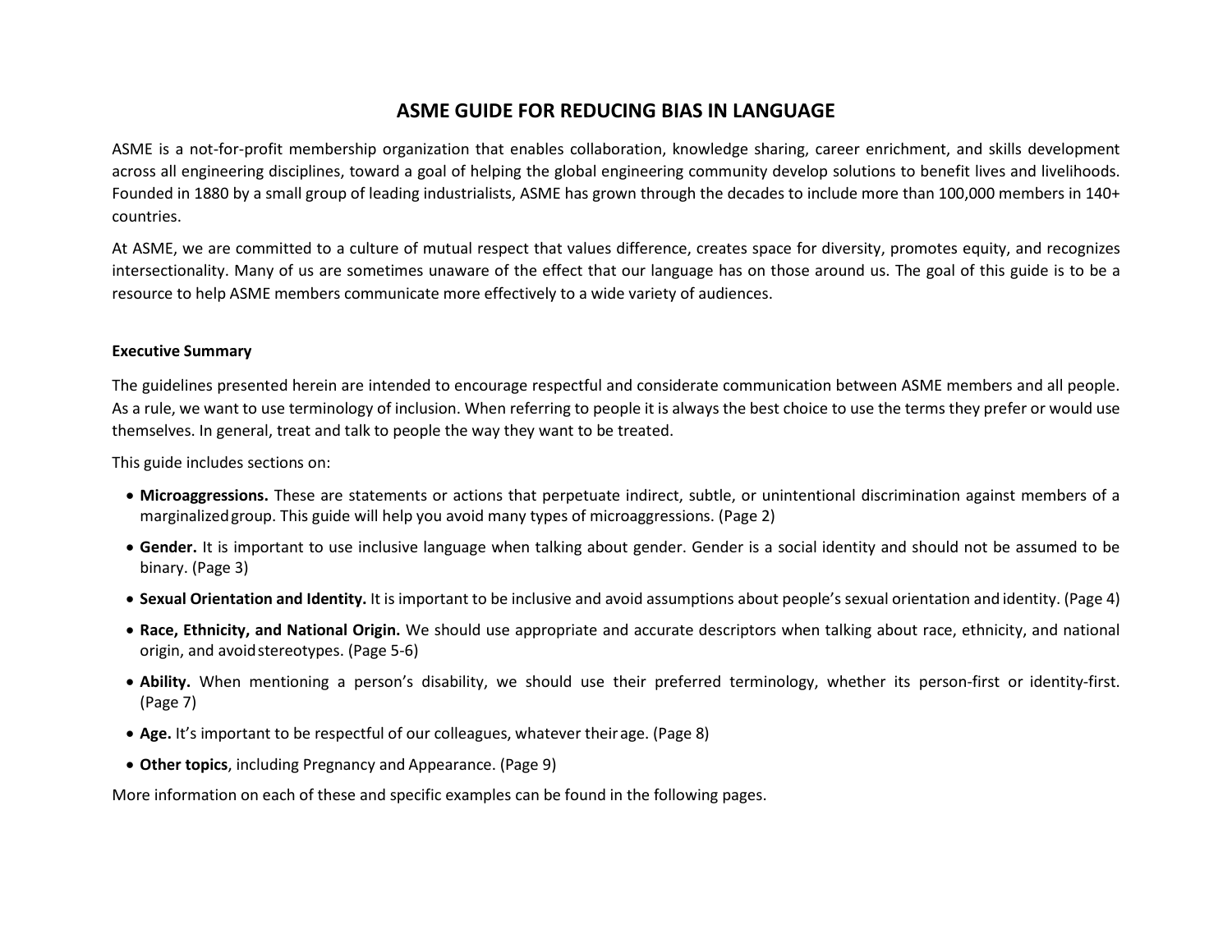# ASME GUIDE FOR REDUCING BIAS IN LANGUAGE

ASME is a not-for-profit membership organization that enables collaboration, knowledge sharing, career enrichment, and skills development across all engineering disciplines, toward a goal of helping the global engineering community develop solutions to benefit lives and livelihoods. Founded in 1880 by a small group of leading industrialists, ASME has grown through the decades to include more than 100,000 members in 140+ countries.

At ASME, we are committed to a culture of mutual respect that values difference, creates space for diversity, promotes equity, and recognizes intersectionality. Many of us are sometimes unaware of the effect that our language has on those around us. The goal of this guide is to be a resource to help ASME members communicate more effectively to a wide variety of audiences.

**Executive Summary**

The guidelines presented herein are intended to encourage respectful and considerate communication between ASME members and all people. As a rule, we want to use terminology of inclusion. When referring to people it is always the best choice to use the terms they prefer or would use themselves. In general, treat and talk to people the way they want to be treated.

This guide includes sections on:

- **Microaggressions.** These are statements or actions that perpetuate indirect, subtle, or unintentional discrimination against members of a marginalized group. This guide will help you avoid many types of microaggressions. (Page 2)
- **Gender.** It is important to use inclusive language when talking about gender. Gender is a social identity and should not be assumed to be binary. (Page 3)
- **Sexual Orientation and Identity.** It is important to be inclusive and avoid assumptions about people's sexual orientation and identity. (Page 4)
- **Race, Ethnicity, and National Origin.** We should use appropriate and accurate descriptors when talking about race, ethnicity, and national origin, and avoid stereotypes. (Page 5-6)
- **Ability.** When mentioning a person's disability, we should use their preferred terminology, whether its person-first or identity-first. (Page 7)
- **Age.** It's important to be respectful of our colleagues, whatever their age. (Page 8)
- **Other topics**, including Pregnancy and Appearance. (Page 9)

More information on each of these and specific examples can be found in the following pages.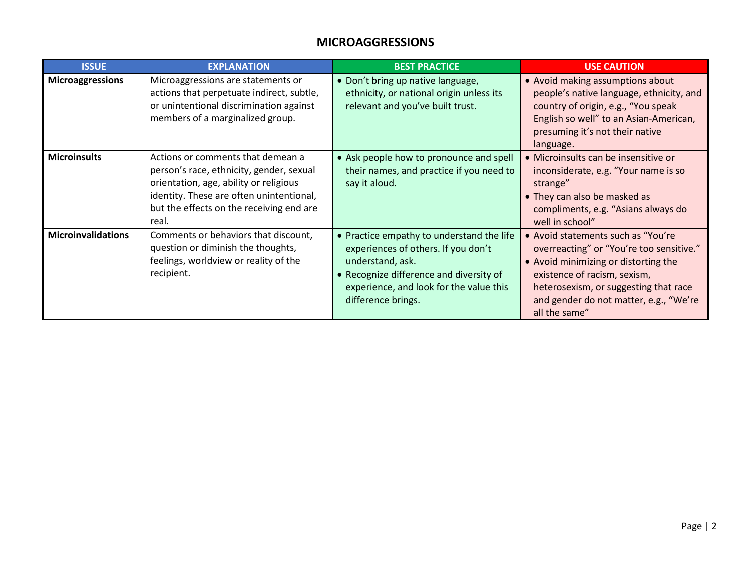# MICROAGGRESSIONS

| ISSUE | EXPLANATION | BEST PRACTICE | USE CAUTION |
|---|---|---|---|
| **Microaggressions** | Microaggressions are statements or actions that perpetuate indirect, subtle, or unintentional discrimination against members of a marginalized group. | • Don't bring up native language, ethnicity, or national origin unless its relevant and you've built trust. | • Avoid making assumptions about people's native language, ethnicity, and country of origin, e.g., "You speak English so well" to an Asian-American, presuming it's not their native language. |
| **Microinsults** | Actions or comments that demean a person's race, ethnicity, gender, sexual orientation, age, ability or religious identity. These are often unintentional, but the effects on the receiving end are real. | • Ask people how to pronounce and spell their names, and practice if you need to say it aloud. | • Microinsults can be insensitive or inconsiderate, e.g. "Your name is so strange"<br>• They can also be masked as compliments, e.g. "Asians always do well in school" |
| **Microinvalidations** | Comments or behaviors that discount, question or diminish the thoughts, feelings, worldview or reality of the recipient. | • Practice empathy to understand the life experiences of others. If you don't understand, ask.<br>• Recognize difference and diversity of experience, and look for the value this difference brings. | • Avoid statements such as "You're overreacting" or "You're too sensitive."<br>• Avoid minimizing or distorting the existence of racism, sexism, heterosexism, or suggesting that race and gender do not matter, e.g., "We're all the same" |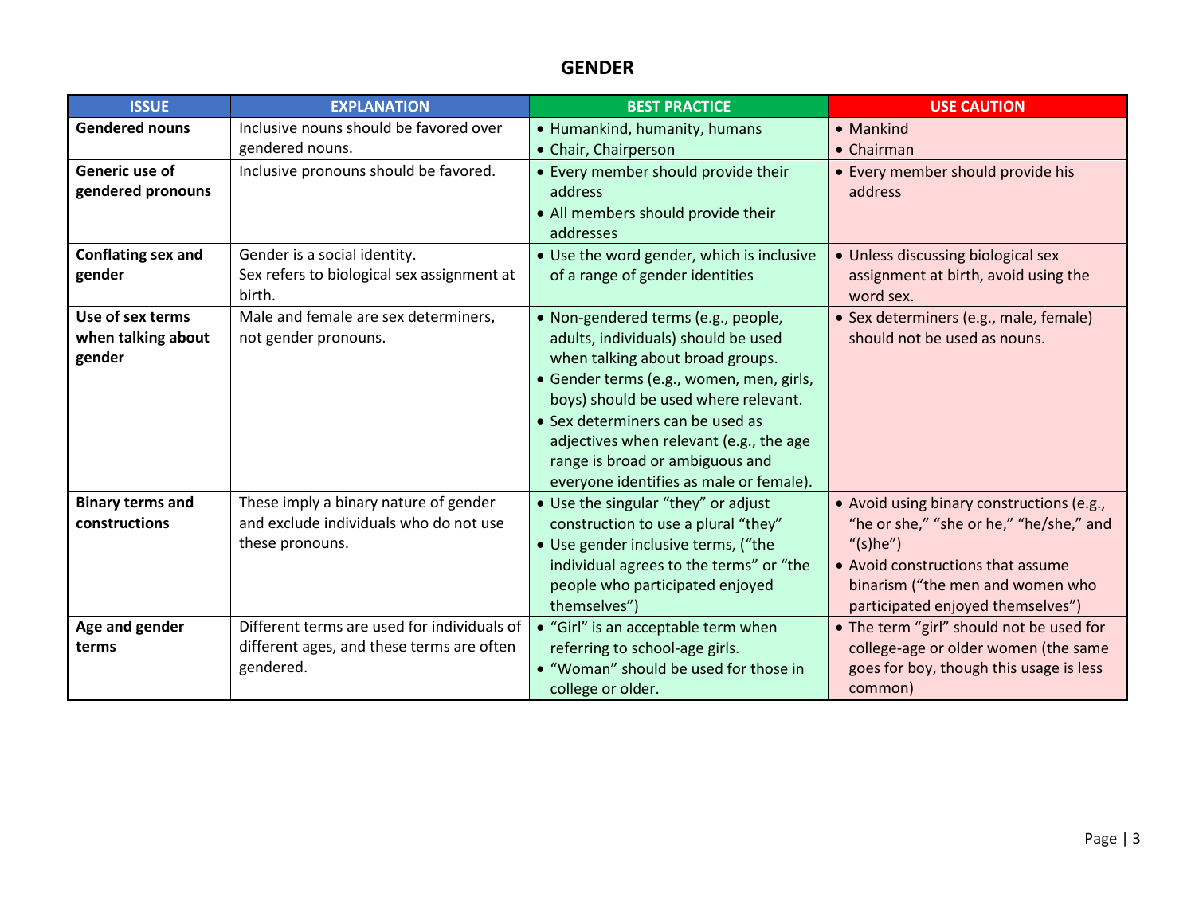# GENDER

| ISSUE | EXPLANATION | BEST PRACTICE | USE CAUTION |
|---|---|---|---|
| **Gendered nouns** | Inclusive nouns should be favored over gendered nouns. | • Humankind, humanity, humans<br>• Chair, Chairperson | • Mankind<br>• Chairman |
| **Generic use of gendered pronouns** | Inclusive pronouns should be favored. | • Every member should provide their address<br>• All members should provide their addresses | • Every member should provide his address |
| **Conflating sex and gender** | Gender is a social identity.<br>Sex refers to biological sex assignment at birth. | • Use the word gender, which is inclusive of a range of gender identities | • Unless discussing biological sex assignment at birth, avoid using the word sex. |
| **Use of sex terms when talking about gender** | Male and female are sex determiners, not gender pronouns. | • Non-gendered terms (e.g., people, adults, individuals) should be used when talking about broad groups.<br>• Gender terms (e.g., women, men, girls, boys) should be used where relevant.<br>• Sex determiners can be used as adjectives when relevant (e.g., the age range is broad or ambiguous and everyone identifies as male or female). | • Sex determiners (e.g., male, female) should not be used as nouns. |
| **Binary terms and constructions** | These imply a binary nature of gender and exclude individuals who do not use these pronouns. | • Use the singular "they" or adjust construction to use a plural "they"<br>• Use gender inclusive terms, ("the individual agrees to the terms" or "the people who participated enjoyed themselves") | • Avoid using binary constructions (e.g., "he or she," "she or he," "he/she," and "(s)he")<br>• Avoid constructions that assume binarism ("the men and women who participated enjoyed themselves") |
| **Age and gender terms** | Different terms are used for individuals of different ages, and these terms are often gendered. | • "Girl" is an acceptable term when referring to school-age girls.<br>• "Woman" should be used for those in college or older. | • The term "girl" should not be used for college-age or older women (the same goes for boy, though this usage is less common) |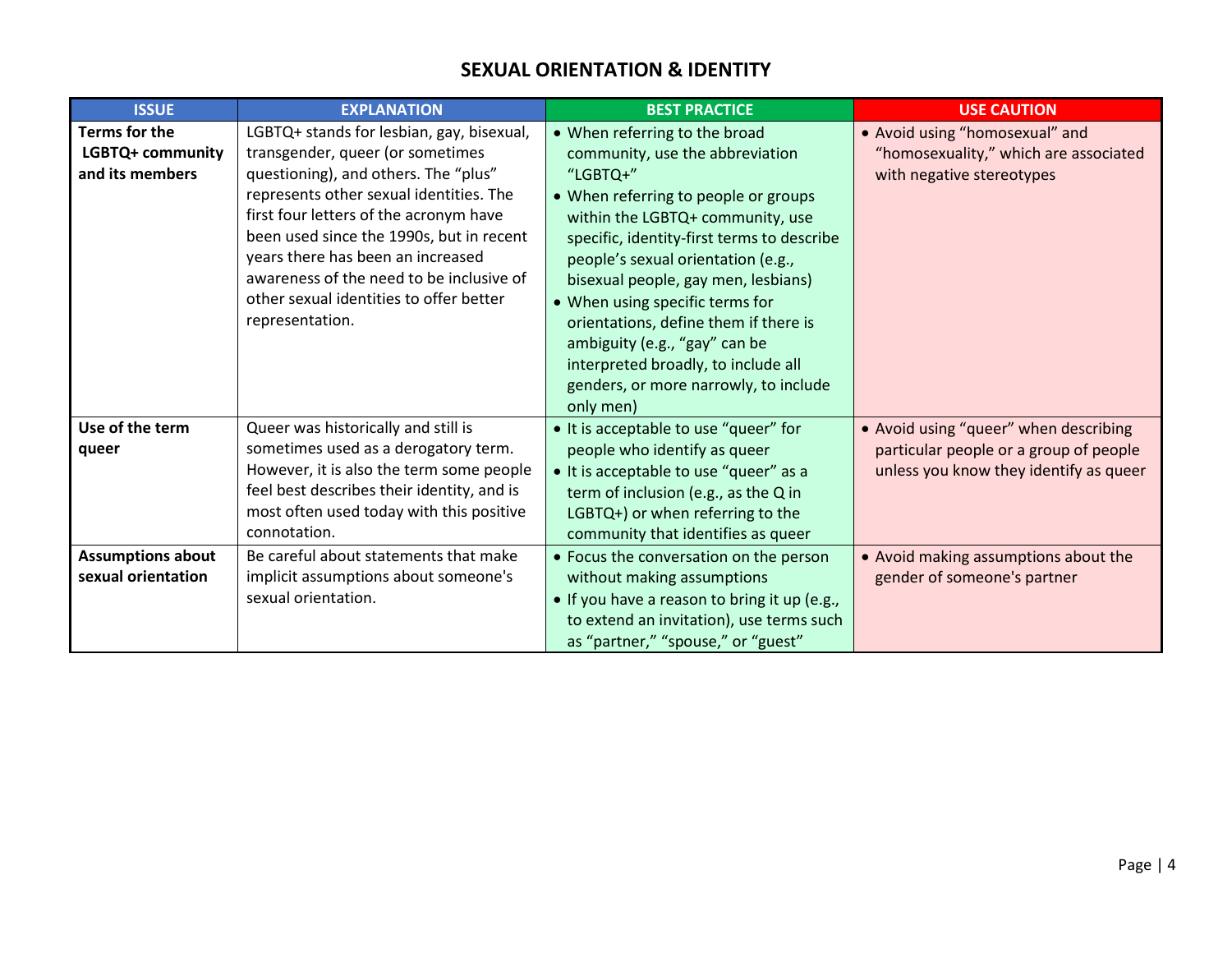# SEXUAL ORIENTATION & IDENTITY

| ISSUE | EXPLANATION | BEST PRACTICE | USE CAUTION |
|---|---|---|---|
| **Terms for the LGBTQ+ community and its members** | LGBTQ+ stands for lesbian, gay, bisexual, transgender, queer (or sometimes questioning), and others. The "plus" represents other sexual identities. The first four letters of the acronym have been used since the 1990s, but in recent years there has been an increased awareness of the need to be inclusive of other sexual identities to offer better representation. | • When referring to the broad community, use the abbreviation "LGBTQ+"<br>• When referring to people or groups within the LGBTQ+ community, use specific, identity-first terms to describe people's sexual orientation (e.g., bisexual people, gay men, lesbians)<br>• When using specific terms for orientations, define them if there is ambiguity (e.g., "gay" can be interpreted broadly, to include all genders, or more narrowly, to include only men) | • Avoid using "homosexual" and "homosexuality," which are associated with negative stereotypes |
| **Use of the term queer** | Queer was historically and still is sometimes used as a derogatory term. However, it is also the term some people feel best describes their identity, and is most often used today with this positive connotation. | • It is acceptable to use "queer" for people who identify as queer<br>• It is acceptable to use "queer" as a term of inclusion (e.g., as the Q in LGBTQ+) or when referring to the community that identifies as queer | • Avoid using "queer" when describing particular people or a group of people unless you know they identify as queer |
| **Assumptions about sexual orientation** | Be careful about statements that make implicit assumptions about someone's sexual orientation. | • Focus the conversation on the person without making assumptions<br>• If you have a reason to bring it up (e.g., to extend an invitation), use terms such as "partner," "spouse," or "guest" | • Avoid making assumptions about the gender of someone's partner |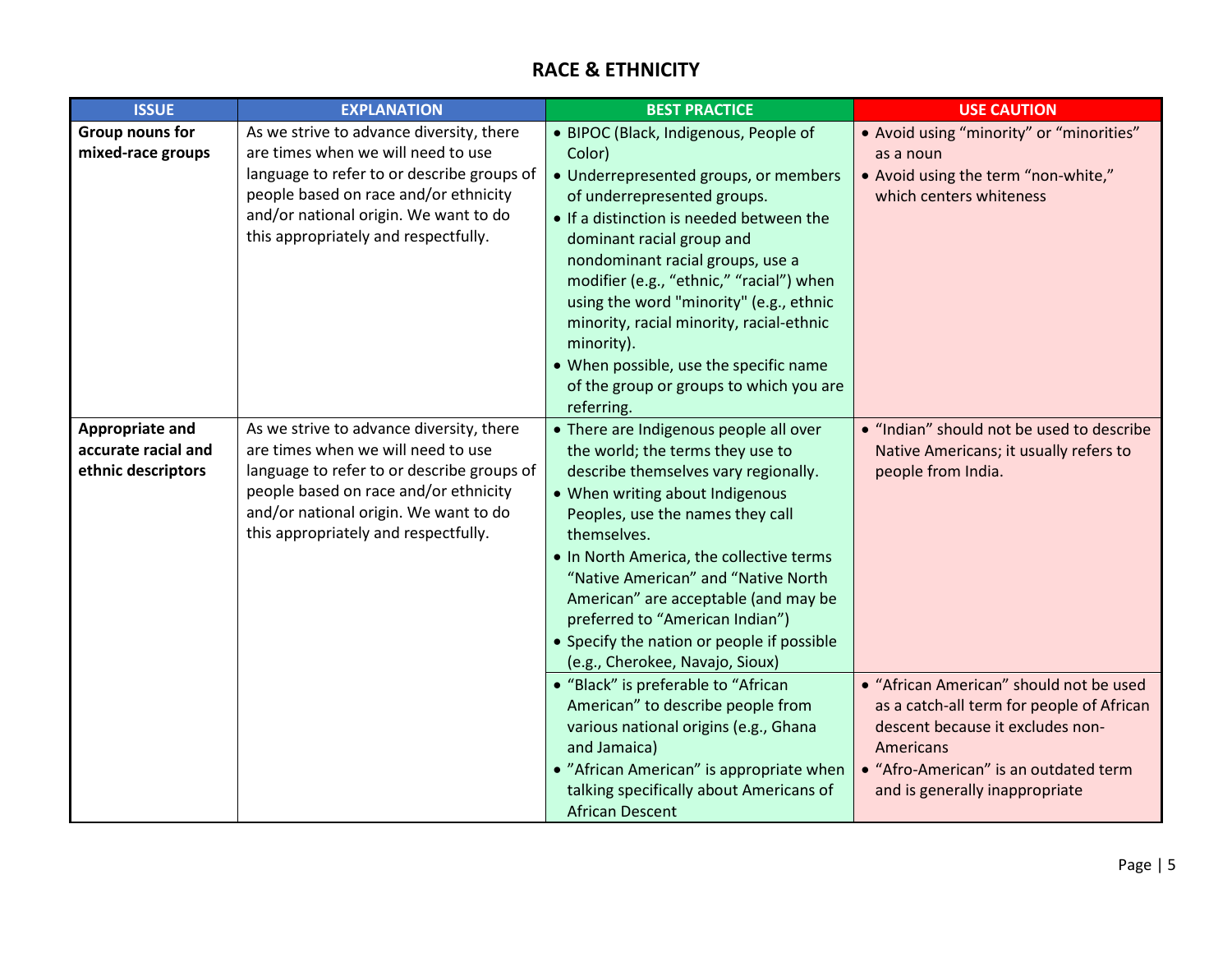# RACE & ETHNICITY

| ISSUE | EXPLANATION | BEST PRACTICE | USE CAUTION |
|---|---|---|---|
| **Group nouns for mixed-race groups** | As we strive to advance diversity, there are times when we will need to use language to refer to or describe groups of people based on race and/or ethnicity and/or national origin. We want to do this appropriately and respectfully. | • BIPOC (Black, Indigenous, People of Color)<br>• Underrepresented groups, or members of underrepresented groups.<br>• If a distinction is needed between the dominant racial group and nondominant racial groups, use a modifier (e.g., "ethnic," "racial") when using the word "minority" (e.g., ethnic minority, racial minority, racial-ethnic minority).<br>• When possible, use the specific name of the group or groups to which you are referring. | • Avoid using "minority" or "minorities" as a noun<br>• Avoid using the term "non-white," which centers whiteness |
| **Appropriate and accurate racial and ethnic descriptors** | As we strive to advance diversity, there are times when we will need to use language to refer to or describe groups of people based on race and/or ethnicity and/or national origin. We want to do this appropriately and respectfully. | • There are Indigenous people all over the world; the terms they use to describe themselves vary regionally.<br>• When writing about Indigenous Peoples, use the names they call themselves.<br>• In North America, the collective terms "Native American" and "Native North American" are acceptable (and may be preferred to "American Indian")<br>• Specify the nation or people if possible (e.g., Cherokee, Navajo, Sioux) | • "Indian" should not be used to describe Native Americans; it usually refers to people from India. |
| | | • "Black" is preferable to "African American" to describe people from various national origins (e.g., Ghana and Jamaica)<br>• "African American" is appropriate when talking specifically about Americans of African Descent | • "African American" should not be used as a catch-all term for people of African descent because it excludes non-Americans<br>• "Afro-American" is an outdated term and is generally inappropriate |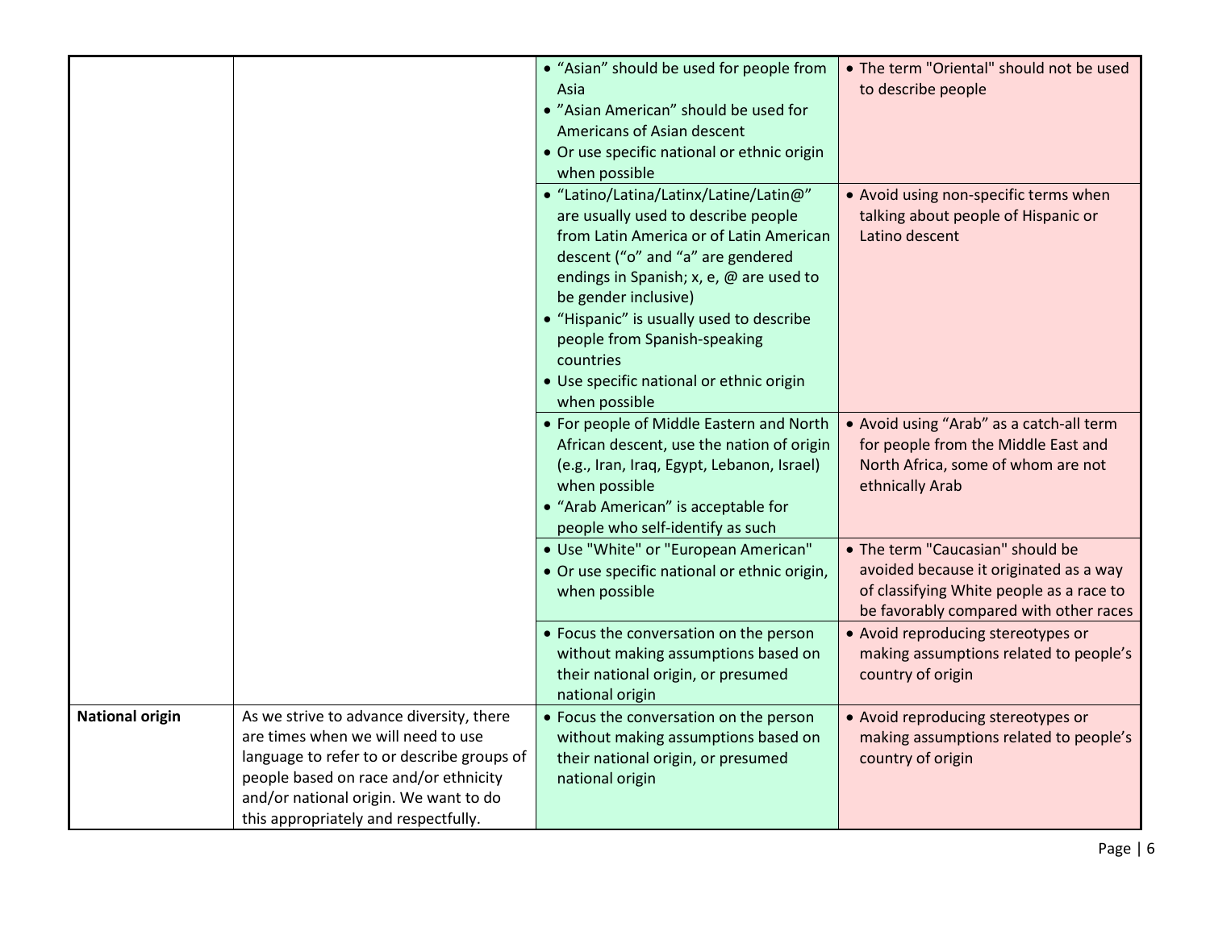| | | | |
|---|---|---|---|
| | | • "Asian" should be used for people from Asia<br>• "Asian American" should be used for Americans of Asian descent<br>• Or use specific national or ethnic origin when possible | • The term "Oriental" should not be used to describe people |
| | | • "Latino/Latina/Latinx/Latine/Latin@" are usually used to describe people from Latin America or of Latin American descent ("o" and "a" are gendered endings in Spanish; x, e, @ are used to be gender inclusive)<br>• "Hispanic" is usually used to describe people from Spanish-speaking countries<br>• Use specific national or ethnic origin when possible | • Avoid using non-specific terms when talking about people of Hispanic or Latino descent |
| | | • For people of Middle Eastern and North African descent, use the nation of origin (e.g., Iran, Iraq, Egypt, Lebanon, Israel) when possible<br>• "Arab American" is acceptable for people who self-identify as such | • Avoid using "Arab" as a catch-all term for people from the Middle East and North Africa, some of whom are not ethnically Arab |
| | | • Use "White" or "European American"<br>• Or use specific national or ethnic origin, when possible | • The term "Caucasian" should be avoided because it originated as a way of classifying White people as a race to be favorably compared with other races |
| | | • Focus the conversation on the person without making assumptions based on their national origin, or presumed national origin | • Avoid reproducing stereotypes or making assumptions related to people's country of origin |
| **National origin** | As we strive to advance diversity, there are times when we will need to use language to refer to or describe groups of people based on race and/or ethnicity and/or national origin. We want to do this appropriately and respectfully. | • Focus the conversation on the person without making assumptions based on their national origin, or presumed national origin | • Avoid reproducing stereotypes or making assumptions related to people's country of origin |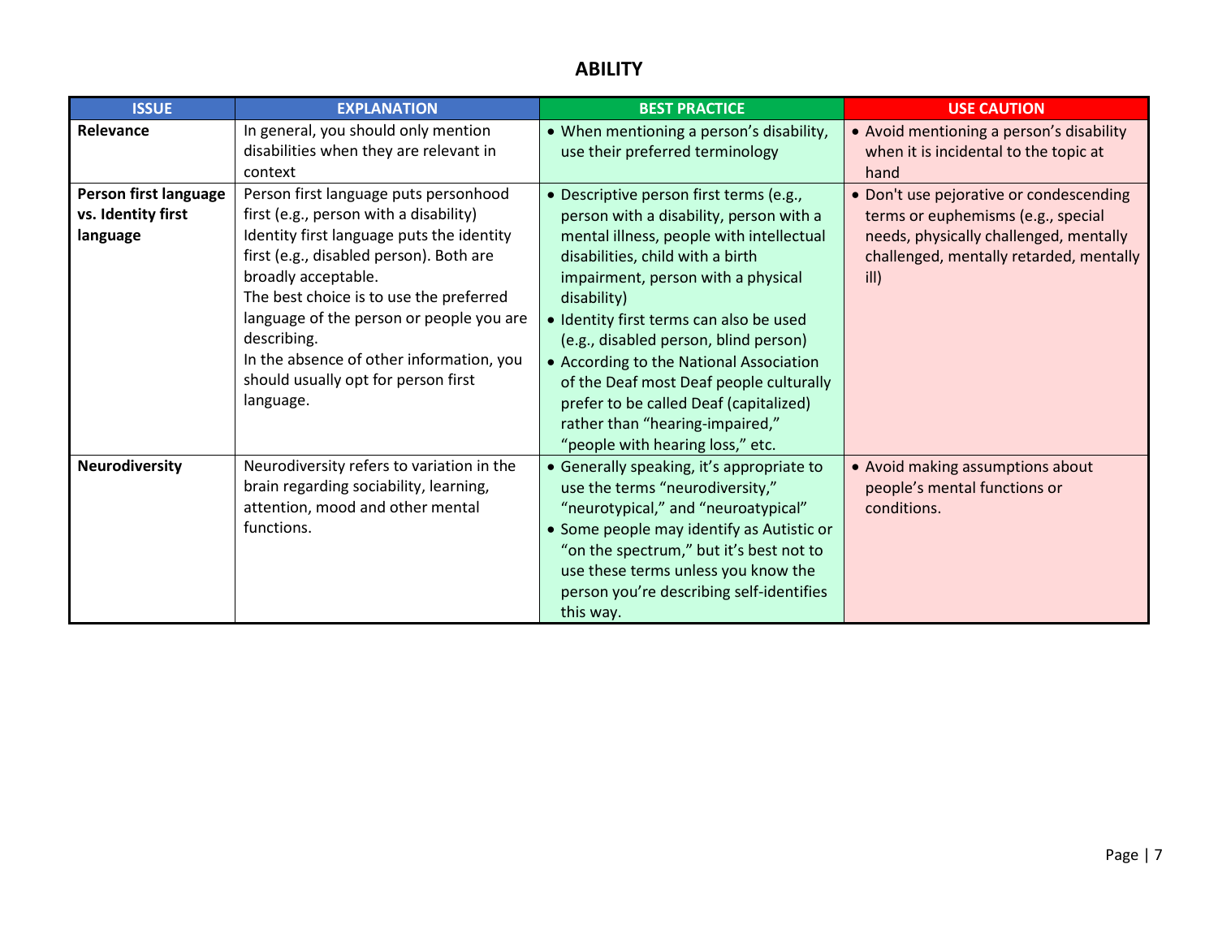# ABILITY

| ISSUE | EXPLANATION | BEST PRACTICE | USE CAUTION |
|---|---|---|---|
| **Relevance** | In general, you should only mention disabilities when they are relevant in context | • When mentioning a person's disability, use their preferred terminology | • Avoid mentioning a person's disability when it is incidental to the topic at hand |
| **Person first language vs. Identity first language** | Person first language puts personhood first (e.g., person with a disability) Identity first language puts the identity first (e.g., disabled person). Both are broadly acceptable. The best choice is to use the preferred language of the person or people you are describing. In the absence of other information, you should usually opt for person first language. | • Descriptive person first terms (e.g., person with a disability, person with a mental illness, people with intellectual disabilities, child with a birth impairment, person with a physical disability) • Identity first terms can also be used (e.g., disabled person, blind person) • According to the National Association of the Deaf most Deaf people culturally prefer to be called Deaf (capitalized) rather than "hearing-impaired," "people with hearing loss," etc. | • Don't use pejorative or condescending terms or euphemisms (e.g., special needs, physically challenged, mentally challenged, mentally retarded, mentally ill) |
| **Neurodiversity** | Neurodiversity refers to variation in the brain regarding sociability, learning, attention, mood and other mental functions. | • Generally speaking, it's appropriate to use the terms "neurodiversity," "neurotypical," and "neuroatypical" • Some people may identify as Autistic or "on the spectrum," but it's best not to use these terms unless you know the person you're describing self-identifies this way. | • Avoid making assumptions about people's mental functions or conditions. |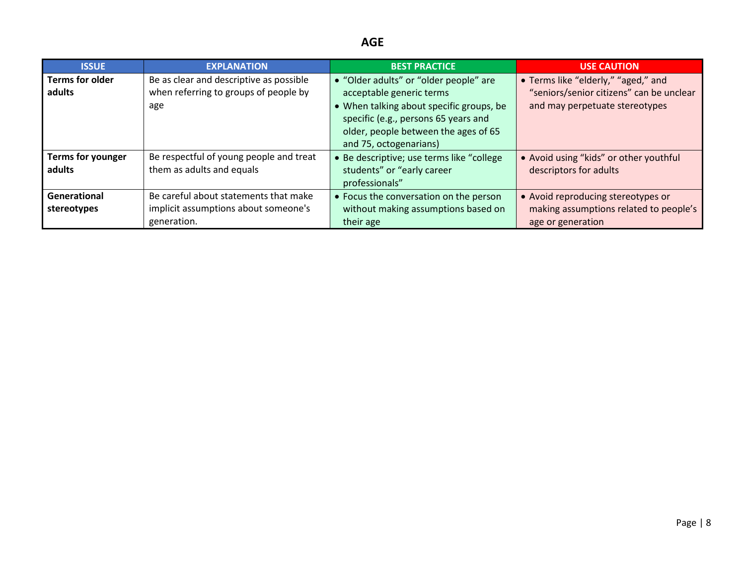# AGE

| ISSUE | EXPLANATION | BEST PRACTICE | USE CAUTION |
|---|---|---|---|
| **Terms for older adults** | Be as clear and descriptive as possible when referring to groups of people by age | • "Older adults" or "older people" are acceptable generic terms<br>• When talking about specific groups, be specific (e.g., persons 65 years and older, people between the ages of 65 and 75, octogenarians) | • Terms like "elderly," "aged," and "seniors/senior citizens" can be unclear and may perpetuate stereotypes |
| **Terms for younger adults** | Be respectful of young people and treat them as adults and equals | • Be descriptive; use terms like "college students" or "early career professionals" | • Avoid using "kids" or other youthful descriptors for adults |
| **Generational stereotypes** | Be careful about statements that make implicit assumptions about someone's generation. | • Focus the conversation on the person without making assumptions based on their age | • Avoid reproducing stereotypes or making assumptions related to people's age or generation |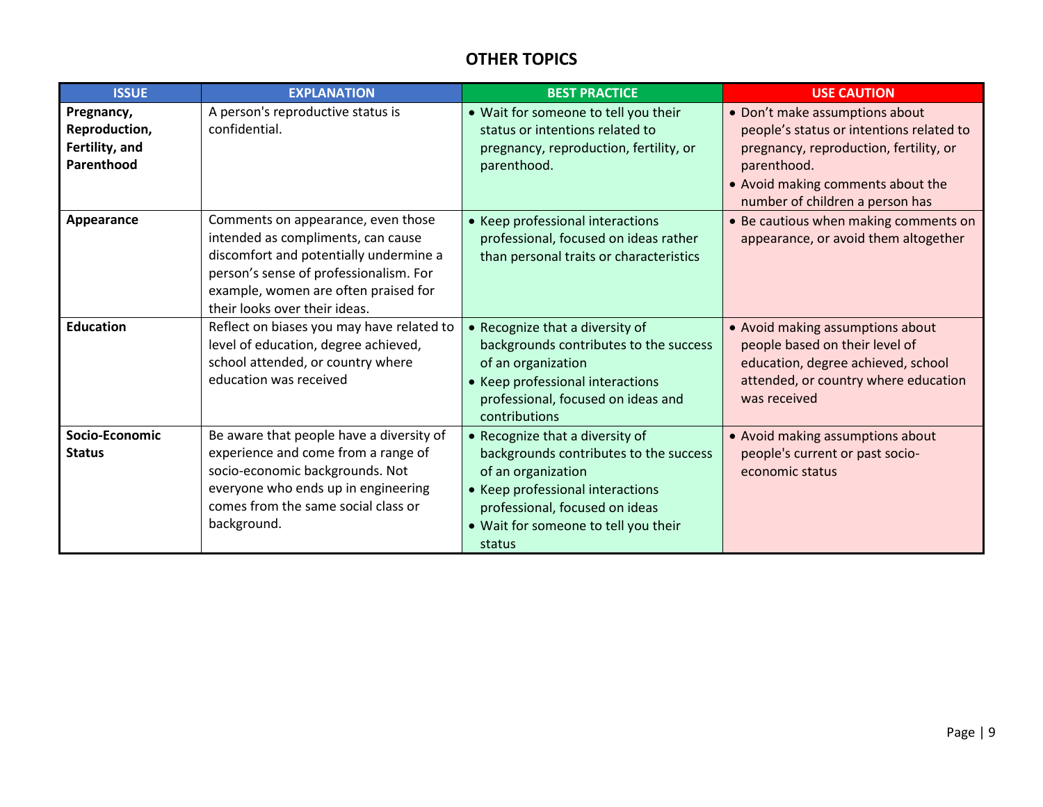## OTHER TOPICS

| ISSUE | EXPLANATION | BEST PRACTICE | USE CAUTION |
|---|---|---|---|
| **Pregnancy, Reproduction, Fertility, and Parenthood** | A person's reproductive status is confidential. | • Wait for someone to tell you their status or intentions related to pregnancy, reproduction, fertility, or parenthood. | • Don't make assumptions about people's status or intentions related to pregnancy, reproduction, fertility, or parenthood.<br>• Avoid making comments about the number of children a person has |
| **Appearance** | Comments on appearance, even those intended as compliments, can cause discomfort and potentially undermine a person's sense of professionalism. For example, women are often praised for their looks over their ideas. | • Keep professional interactions professional, focused on ideas rather than personal traits or characteristics | • Be cautious when making comments on appearance, or avoid them altogether |
| **Education** | Reflect on biases you may have related to level of education, degree achieved, school attended, or country where education was received | • Recognize that a diversity of backgrounds contributes to the success of an organization<br>• Keep professional interactions professional, focused on ideas and contributions | • Avoid making assumptions about people based on their level of education, degree achieved, school attended, or country where education was received |
| **Socio-Economic Status** | Be aware that people have a diversity of experience and come from a range of socio-economic backgrounds. Not everyone who ends up in engineering comes from the same social class or background. | • Recognize that a diversity of backgrounds contributes to the success of an organization<br>• Keep professional interactions professional, focused on ideas<br>• Wait for someone to tell you their status | • Avoid making assumptions about people's current or past socio-economic status |